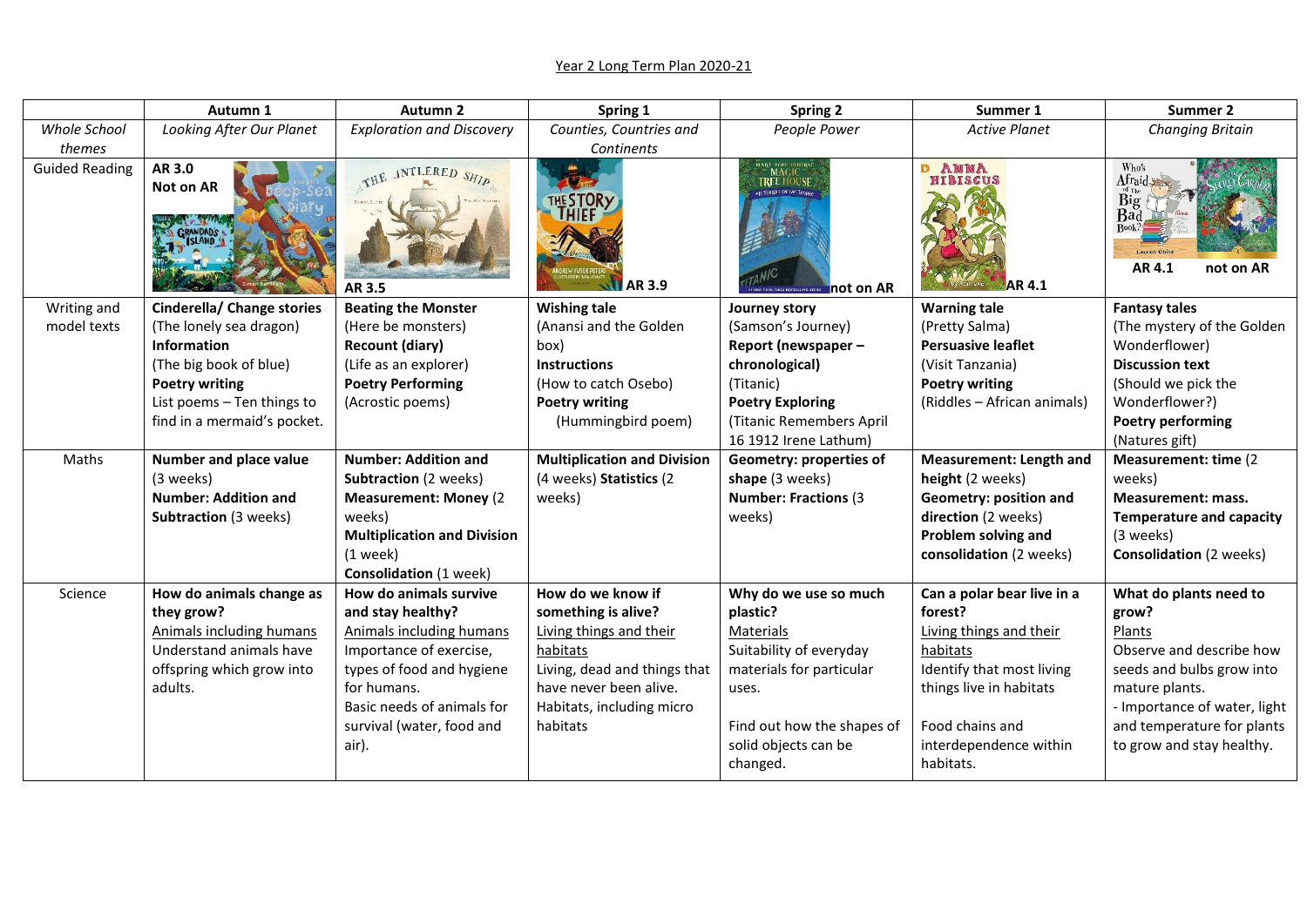Year 2 Long Term Plan 2020-21

| | Autumn 1 | Autumn 2 | Spring 1 | Spring 2 | Summer 1 | Summer 2 |
|---|---|---|---|---|---|---|
| *Whole School themes* | *Looking After Our Planet* | *Exploration and Discovery* | *Counties, Countries and Continents* | *People Power* | *Active Planet* | *Changing Britain* |
| Guided Reading | **AR 3.0** **Not on AR** | **AR 3.5** | **AR 3.9** | **not on AR** | **AR 4.1** | **AR 4.1** **not on AR** |
| Writing and model texts | **Cinderella/ Change stories** (The lonely sea dragon) **Information** (The big book of blue) **Poetry writing** List poems – Ten things to find in a mermaid's pocket. | **Beating the Monster** (Here be monsters) **Recount (diary)** (Life as an explorer) **Poetry Performing** (Acrostic poems) | **Wishing tale** (Anansi and the Golden box) **Instructions** (How to catch Osebo) **Poetry writing** (Hummingbird poem) | **Journey story** (Samson's Journey) **Report (newspaper – chronological)** (Titanic) **Poetry Exploring** (Titanic Remembers April 16 1912 Irene Lathum) | **Warning tale** (Pretty Salma) **Persuasive leaflet** (Visit Tanzania) **Poetry writing** (Riddles – African animals) | **Fantasy tales** (The mystery of the Golden Wonderflower) **Discussion text** (Should we pick the Wonderflower?) **Poetry performing** (Natures gift) |
| Maths | **Number and place value** (3 weeks) **Number: Addition and Subtraction** (3 weeks) | **Number: Addition and Subtraction** (2 weeks) **Measurement: Money** (2 weeks) **Multiplication and Division** (1 week) **Consolidation** (1 week) | **Multiplication and Division** (4 weeks) **Statistics** (2 weeks) | **Geometry: properties of shape** (3 weeks) **Number: Fractions** (3 weeks) | **Measurement: Length and height** (2 weeks) **Geometry: position and direction** (2 weeks) **Problem solving and consolidation** (2 weeks) | **Measurement: time** (2 weeks) **Measurement: mass. Temperature and capacity** (3 weeks) **Consolidation** (2 weeks) |
| Science | **How do animals change as they grow?** Animals including humans Understand animals have offspring which grow into adults. | **How do animals survive and stay healthy?** Animals including humans Importance of exercise, types of food and hygiene for humans. Basic needs of animals for survival (water, food and air). | **How do we know if something is alive?** Living things and their habitats Living, dead and things that have never been alive. Habitats, including micro habitats | **Why do we use so much plastic?** Materials Suitability of everyday materials for particular uses. Find out how the shapes of solid objects can be changed. | **Can a polar bear live in a forest?** Living things and their habitats Identify that most living things live in habitats Food chains and interdependence within habitats. | **What do plants need to grow?** Plants Observe and describe how seeds and bulbs grow into mature plants. - Importance of water, light and temperature for plants to grow and stay healthy. |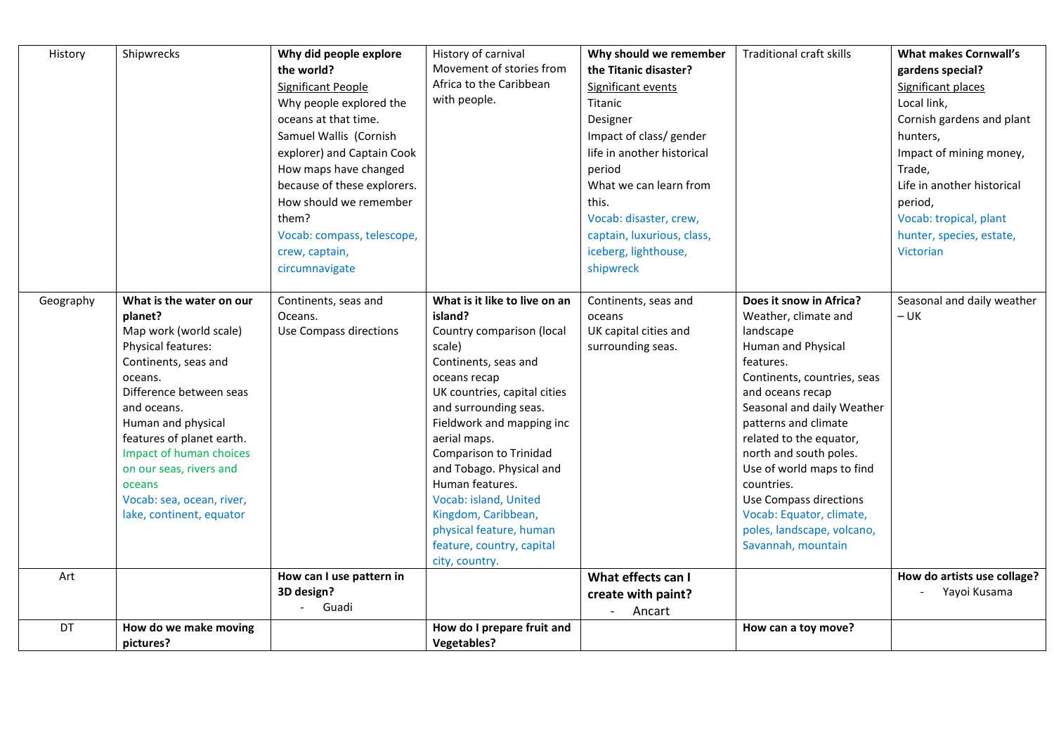| History | Shipwrecks | **Why did people explore the world?**<br>Significant People<br>Why people explored the oceans at that time.<br>Samuel Wallis (Cornish explorer) and Captain Cook<br>How maps have changed because of these explorers.<br>How should we remember them?<br>Vocab: compass, telescope, crew, captain, circumnavigate | History of carnival<br>Movement of stories from Africa to the Caribbean with people. | **Why should we remember the Titanic disaster?**<br>Significant events<br>Titanic<br>Designer<br>Impact of class/ gender life in another historical period<br>What we can learn from this.<br>Vocab: disaster, crew, captain, luxurious, class, iceberg, lighthouse, shipwreck | Traditional craft skills | **What makes Cornwall's gardens special?**<br>Significant places<br>Local link,<br>Cornish gardens and plant hunters,<br>Impact of mining money,<br>Trade,<br>Life in another historical period,<br>Vocab: tropical, plant hunter, species, estate, Victorian |
|---|---|---|---|---|---|---|
| Geography | **What is the water on our planet?**<br>Map work (world scale)<br>Physical features:<br>Continents, seas and oceans.<br>Difference between seas and oceans.<br>Human and physical features of planet earth.<br>Impact of human choices on our seas, rivers and oceans<br>Vocab: sea, ocean, river, lake, continent, equator | Continents, seas and Oceans.<br>Use Compass directions | **What is it like to live on an island?**<br>Country comparison (local scale)<br>Continents, seas and oceans recap<br>UK countries, capital cities and surrounding seas.<br>Fieldwork and mapping inc aerial maps.<br>Comparison to Trinidad and Tobago. Physical and Human features.<br>Vocab: island, United Kingdom, Caribbean, physical feature, human feature, country, capital city, country. | Continents, seas and oceans<br>UK capital cities and surrounding seas. | **Does it snow in Africa?**<br>Weather, climate and landscape<br>Human and Physical features.<br>Continents, countries, seas and oceans recap<br>Seasonal and daily Weather patterns and climate related to the equator, north and south poles.<br>Use of world maps to find countries.<br>Use Compass directions<br>Vocab: Equator, climate, poles, landscape, volcano, Savannah, mountain | Seasonal and daily weather – UK |
| Art | | **How can I use pattern in 3D design?**<br>- Guadi | | **What effects can I create with paint?**<br>- Ancart | | **How do artists use collage?**<br>- Yayoi Kusama |
| DT | **How do we make moving pictures?** | | **How do I prepare fruit and Vegetables?** | | **How can a toy move?** | |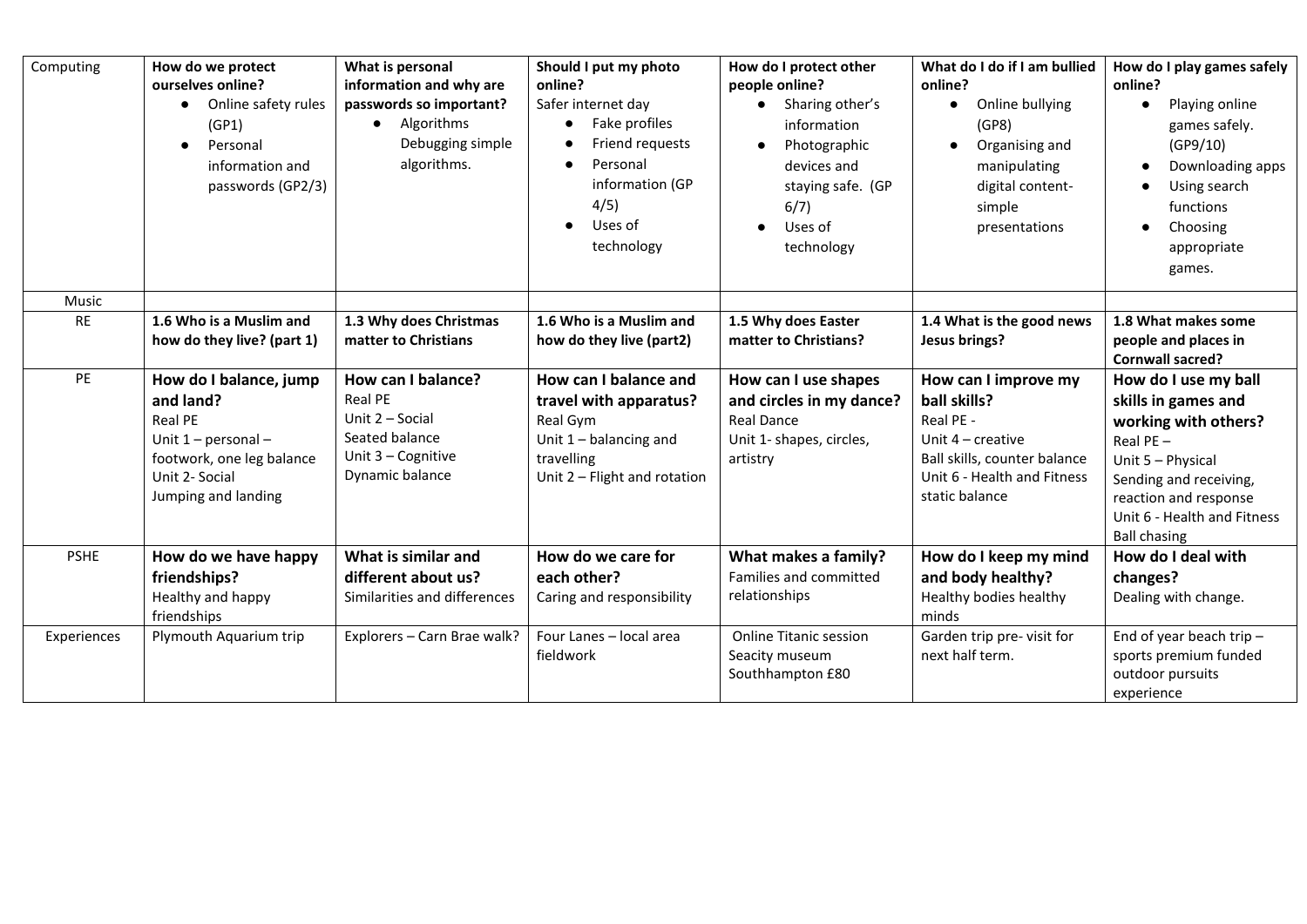| | | | | | | |
|---|---|---|---|---|---|---|
| Computing | **How do we protect ourselves online?**<br>• Online safety rules (GP1)<br>• Personal information and passwords (GP2/3) | **What is personal information and why are passwords so important?**<br>• Algorithms Debugging simple algorithms. | **Should I put my photo online?**<br>Safer internet day<br>• Fake profiles<br>• Friend requests<br>• Personal information (GP 4/5)<br>• Uses of technology | **How do I protect other people online?**<br>• Sharing other's information<br>• Photographic devices and staying safe. (GP 6/7)<br>• Uses of technology | **What do I do if I am bullied online?**<br>• Online bullying (GP8)<br>• Organising and manipulating digital content- simple presentations | **How do I play games safely online?**<br>• Playing online games safely. (GP9/10)<br>• Downloading apps<br>• Using search functions<br>• Choosing appropriate games. |
| Music | | | | | | |
| RE | **1.6 Who is a Muslim and how do they live? (part 1)** | **1.3 Why does Christmas matter to Christians** | **1.6 Who is a Muslim and how do they live (part2)** | **1.5 Why does Easter matter to Christians?** | **1.4 What is the good news Jesus brings?** | **1.8 What makes some people and places in Cornwall sacred?** |
| PE | **How do I balance, jump and land?**<br>Real PE<br>Unit 1 – personal – footwork, one leg balance<br>Unit 2- Social<br>Jumping and landing | **How can I balance?**<br>Real PE<br>Unit 2 – Social<br>Seated balance<br>Unit 3 – Cognitive<br>Dynamic balance | **How can I balance and travel with apparatus?**<br>Real Gym<br>Unit 1 – balancing and travelling<br>Unit 2 – Flight and rotation | **How can I use shapes and circles in my dance?**<br>Real Dance<br>Unit 1- shapes, circles, artistry | **How can I improve my ball skills?**<br>Real PE -<br>Unit 4 – creative<br>Ball skills, counter balance<br>Unit 6 - Health and Fitness static balance | **How do I use my ball skills in games and working with others?**<br>Real PE –<br>Unit 5 – Physical<br>Sending and receiving, reaction and response<br>Unit 6 - Health and Fitness<br>Ball chasing |
| PSHE | **How do we have happy friendships?**<br>Healthy and happy friendships | **What is similar and different about us?**<br>Similarities and differences | **How do we care for each other?**<br>Caring and responsibility | **What makes a family?**<br>Families and committed relationships | **How do I keep my mind and body healthy?**<br>Healthy bodies healthy minds | **How do I deal with changes?**<br>Dealing with change. |
| Experiences | Plymouth Aquarium trip | Explorers – Carn Brae walk? | Four Lanes – local area fieldwork | Online Titanic session Seacity museum Southhampton £80 | Garden trip pre- visit for next half term. | End of year beach trip – sports premium funded outdoor pursuits experience |